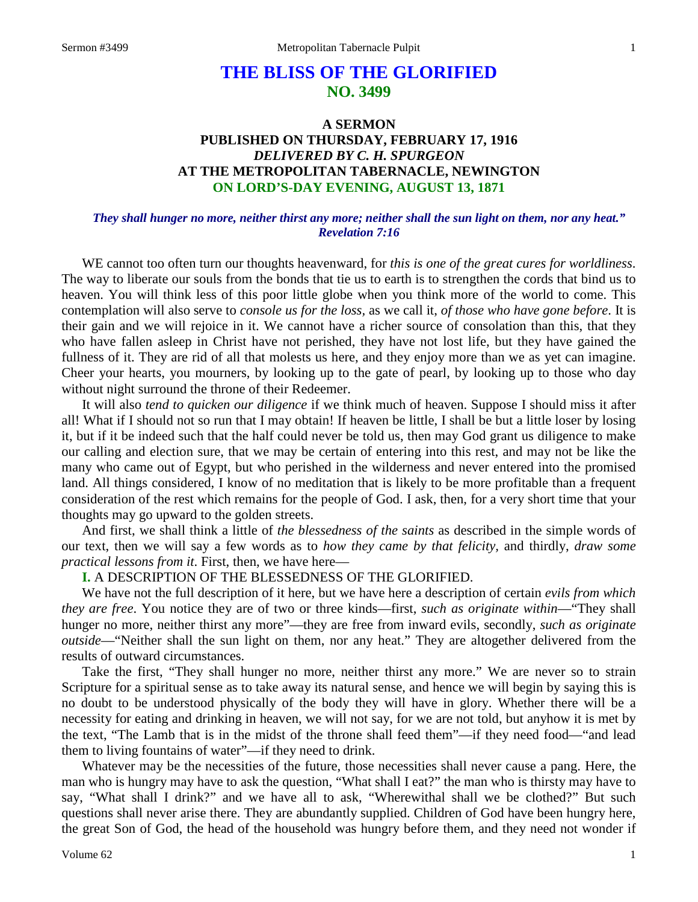# THE BLISS OF THE GLORIFIED
## NO. 3499

### A SERMON
### PUBLISHED ON THURSDAY, FEBRUARY 17, 1916
### *DELIVERED BY C. H. SPURGEON*
### AT THE METROPOLITAN TABERNACLE, NEWINGTON
### ON LORD'S-DAY EVENING, AUGUST 13, 1871

*They shall hunger no more, neither thirst any more; neither shall the sun light on them, nor any heat." Revelation 7:16*

WE cannot too often turn our thoughts heavenward, for *this is one of the great cures for worldliness*. The way to liberate our souls from the bonds that tie us to earth is to strengthen the cords that bind us to heaven. You will think less of this poor little globe when you think more of the world to come. This contemplation will also serve to *console us for the loss,* as we call it, *of those who have gone before*. It is their gain and we will rejoice in it. We cannot have a richer source of consolation than this, that they who have fallen asleep in Christ have not perished, they have not lost life, but they have gained the fullness of it. They are rid of all that molests us here, and they enjoy more than we as yet can imagine. Cheer your hearts, you mourners, by looking up to the gate of pearl, by looking up to those who day without night surround the throne of their Redeemer.

It will also *tend to quicken our diligence* if we think much of heaven. Suppose I should miss it after all! What if I should not so run that I may obtain! If heaven be little, I shall be but a little loser by losing it, but if it be indeed such that the half could never be told us, then may God grant us diligence to make our calling and election sure, that we may be certain of entering into this rest, and may not be like the many who came out of Egypt, but who perished in the wilderness and never entered into the promised land. All things considered, I know of no meditation that is likely to be more profitable than a frequent consideration of the rest which remains for the people of God. I ask, then, for a very short time that your thoughts may go upward to the golden streets.

And first, we shall think a little of *the blessedness of the saints* as described in the simple words of our text, then we will say a few words as to *how they came by that felicity*, and thirdly, *draw some practical lessons from it*. First, then, we have here—

**I.** A DESCRIPTION OF THE BLESSEDNESS OF THE GLORIFIED.

We have not the full description of it here, but we have here a description of certain *evils from which they are free*. You notice they are of two or three kinds—first, *such as originate within*—"They shall hunger no more, neither thirst any more"—they are free from inward evils, secondly, *such as originate outside*—"Neither shall the sun light on them, nor any heat." They are altogether delivered from the results of outward circumstances.

Take the first, "They shall hunger no more, neither thirst any more." We are never so to strain Scripture for a spiritual sense as to take away its natural sense, and hence we will begin by saying this is no doubt to be understood physically of the body they will have in glory. Whether there will be a necessity for eating and drinking in heaven, we will not say, for we are not told, but anyhow it is met by the text, "The Lamb that is in the midst of the throne shall feed them"—if they need food—"and lead them to living fountains of water"—if they need to drink.

Whatever may be the necessities of the future, those necessities shall never cause a pang. Here, the man who is hungry may have to ask the question, "What shall I eat?" the man who is thirsty may have to say, "What shall I drink?" and we have all to ask, "Wherewithal shall we be clothed?" But such questions shall never arise there. They are abundantly supplied. Children of God have been hungry here, the great Son of God, the head of the household was hungry before them, and they need not wonder if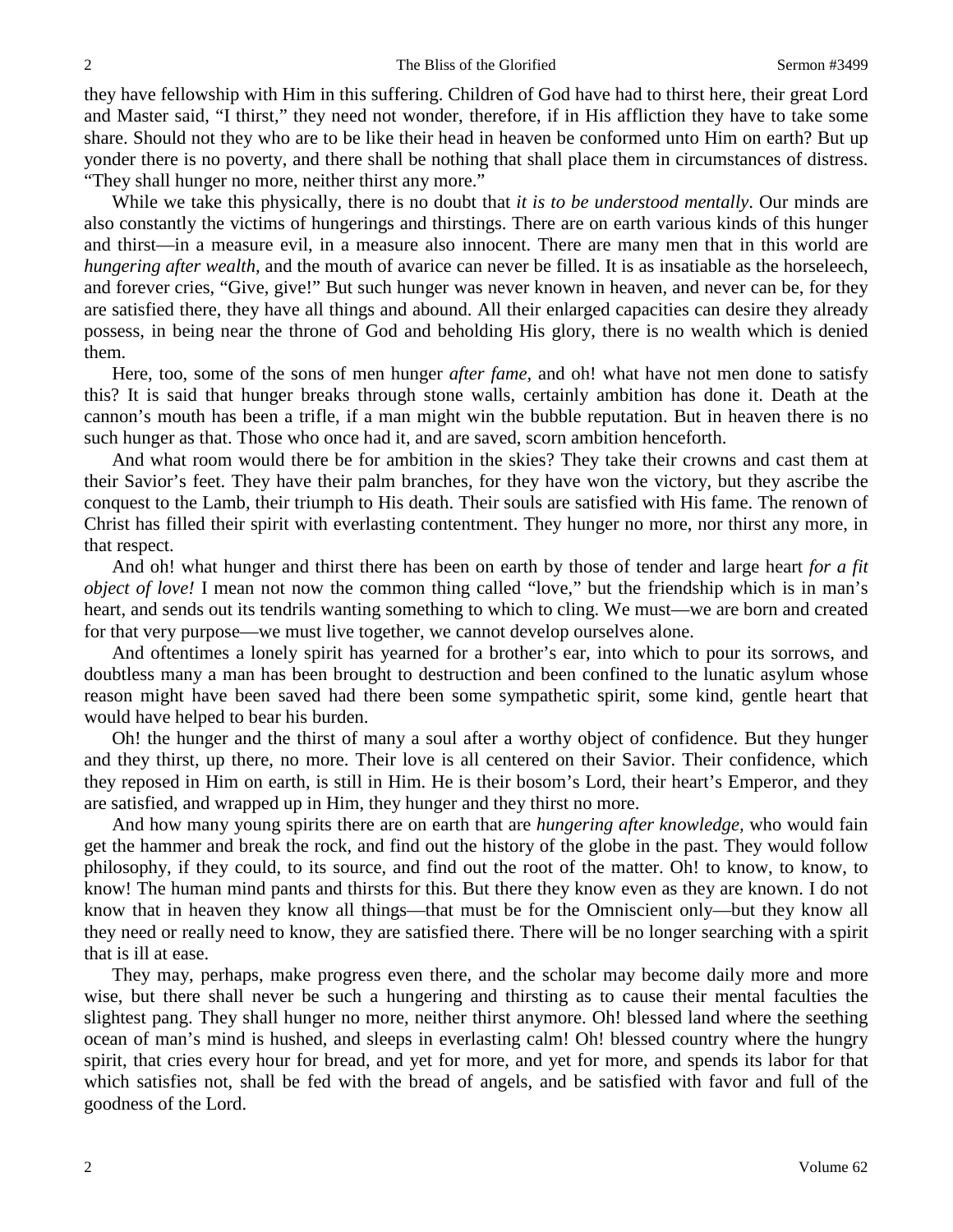they have fellowship with Him in this suffering. Children of God have had to thirst here, their great Lord and Master said, "I thirst," they need not wonder, therefore, if in His affliction they have to take some share. Should not they who are to be like their head in heaven be conformed unto Him on earth? But up yonder there is no poverty, and there shall be nothing that shall place them in circumstances of distress. "They shall hunger no more, neither thirst any more."

While we take this physically, there is no doubt that *it is to be understood mentally*. Our minds are also constantly the victims of hungerings and thirstings. There are on earth various kinds of this hunger and thirst—in a measure evil, in a measure also innocent. There are many men that in this world are *hungering after wealth,* and the mouth of avarice can never be filled. It is as insatiable as the horseleech, and forever cries, "Give, give!" But such hunger was never known in heaven, and never can be, for they are satisfied there, they have all things and abound. All their enlarged capacities can desire they already possess, in being near the throne of God and beholding His glory, there is no wealth which is denied them.

Here, too, some of the sons of men hunger *after fame,* and oh! what have not men done to satisfy this? It is said that hunger breaks through stone walls, certainly ambition has done it. Death at the cannon's mouth has been a trifle, if a man might win the bubble reputation. But in heaven there is no such hunger as that. Those who once had it, and are saved, scorn ambition henceforth.

And what room would there be for ambition in the skies? They take their crowns and cast them at their Savior's feet. They have their palm branches, for they have won the victory, but they ascribe the conquest to the Lamb, their triumph to His death. Their souls are satisfied with His fame. The renown of Christ has filled their spirit with everlasting contentment. They hunger no more, nor thirst any more, in that respect.

And oh! what hunger and thirst there has been on earth by those of tender and large heart *for a fit object of love!* I mean not now the common thing called "love," but the friendship which is in man's heart, and sends out its tendrils wanting something to which to cling. We must—we are born and created for that very purpose—we must live together, we cannot develop ourselves alone.

And oftentimes a lonely spirit has yearned for a brother's ear, into which to pour its sorrows, and doubtless many a man has been brought to destruction and been confined to the lunatic asylum whose reason might have been saved had there been some sympathetic spirit, some kind, gentle heart that would have helped to bear his burden.

Oh! the hunger and the thirst of many a soul after a worthy object of confidence. But they hunger and they thirst, up there, no more. Their love is all centered on their Savior. Their confidence, which they reposed in Him on earth, is still in Him. He is their bosom's Lord, their heart's Emperor, and they are satisfied, and wrapped up in Him, they hunger and they thirst no more.

And how many young spirits there are on earth that are *hungering after knowledge,* who would fain get the hammer and break the rock, and find out the history of the globe in the past. They would follow philosophy, if they could, to its source, and find out the root of the matter. Oh! to know, to know, to know! The human mind pants and thirsts for this. But there they know even as they are known. I do not know that in heaven they know all things—that must be for the Omniscient only—but they know all they need or really need to know, they are satisfied there. There will be no longer searching with a spirit that is ill at ease.

They may, perhaps, make progress even there, and the scholar may become daily more and more wise, but there shall never be such a hungering and thirsting as to cause their mental faculties the slightest pang. They shall hunger no more, neither thirst anymore. Oh! blessed land where the seething ocean of man's mind is hushed, and sleeps in everlasting calm! Oh! blessed country where the hungry spirit, that cries every hour for bread, and yet for more, and yet for more, and spends its labor for that which satisfies not, shall be fed with the bread of angels, and be satisfied with favor and full of the goodness of the Lord.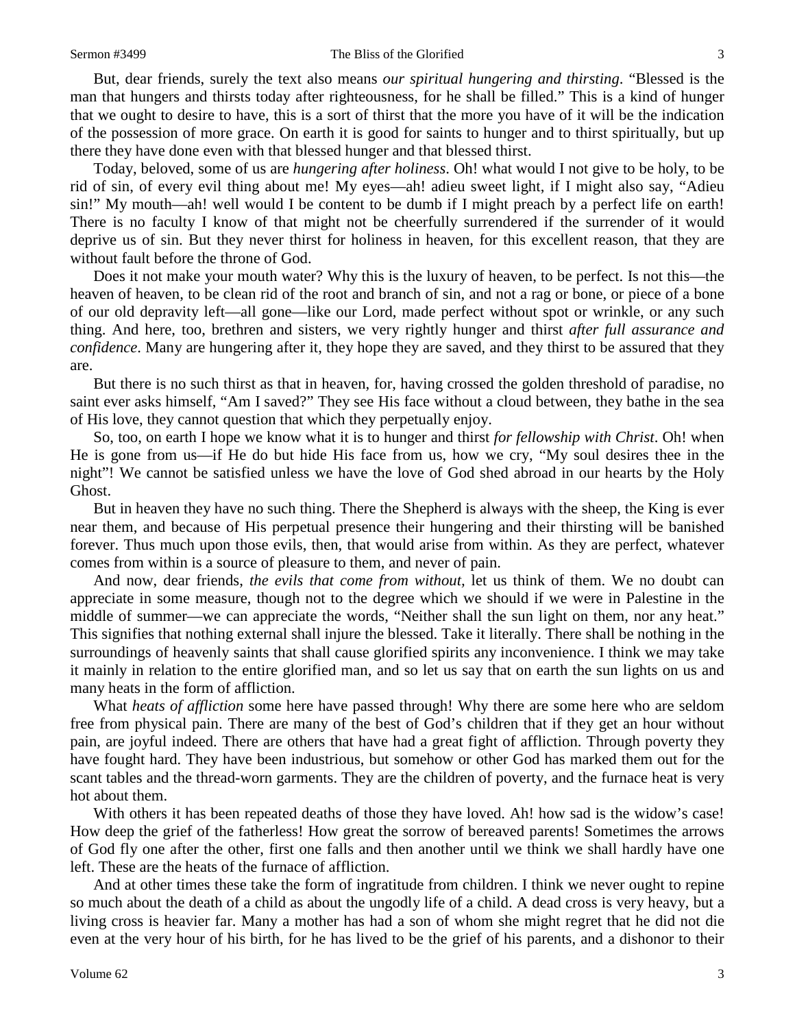But, dear friends, surely the text also means *our spiritual hungering and thirsting*. "Blessed is the man that hungers and thirsts today after righteousness, for he shall be filled." This is a kind of hunger that we ought to desire to have, this is a sort of thirst that the more you have of it will be the indication of the possession of more grace. On earth it is good for saints to hunger and to thirst spiritually, but up there they have done even with that blessed hunger and that blessed thirst.

Today, beloved, some of us are *hungering after holiness*. Oh! what would I not give to be holy, to be rid of sin, of every evil thing about me! My eyes—ah! adieu sweet light, if I might also say, "Adieu sin!" My mouth—ah! well would I be content to be dumb if I might preach by a perfect life on earth! There is no faculty I know of that might not be cheerfully surrendered if the surrender of it would deprive us of sin. But they never thirst for holiness in heaven, for this excellent reason, that they are without fault before the throne of God.

Does it not make your mouth water? Why this is the luxury of heaven, to be perfect. Is not this—the heaven of heaven, to be clean rid of the root and branch of sin, and not a rag or bone, or piece of a bone of our old depravity left—all gone—like our Lord, made perfect without spot or wrinkle, or any such thing. And here, too, brethren and sisters, we very rightly hunger and thirst *after full assurance and confidence*. Many are hungering after it, they hope they are saved, and they thirst to be assured that they are.

But there is no such thirst as that in heaven, for, having crossed the golden threshold of paradise, no saint ever asks himself, "Am I saved?" They see His face without a cloud between, they bathe in the sea of His love, they cannot question that which they perpetually enjoy.

So, too, on earth I hope we know what it is to hunger and thirst *for fellowship with Christ*. Oh! when He is gone from us—if He do but hide His face from us, how we cry, "My soul desires thee in the night"! We cannot be satisfied unless we have the love of God shed abroad in our hearts by the Holy Ghost.

But in heaven they have no such thing. There the Shepherd is always with the sheep, the King is ever near them, and because of His perpetual presence their hungering and their thirsting will be banished forever. Thus much upon those evils, then, that would arise from within. As they are perfect, whatever comes from within is a source of pleasure to them, and never of pain.

And now, dear friends, *the evils that come from without*, let us think of them. We no doubt can appreciate in some measure, though not to the degree which we should if we were in Palestine in the middle of summer—we can appreciate the words, "Neither shall the sun light on them, nor any heat." This signifies that nothing external shall injure the blessed. Take it literally. There shall be nothing in the surroundings of heavenly saints that shall cause glorified spirits any inconvenience. I think we may take it mainly in relation to the entire glorified man, and so let us say that on earth the sun lights on us and many heats in the form of affliction.

What *heats of affliction* some here have passed through! Why there are some here who are seldom free from physical pain. There are many of the best of God's children that if they get an hour without pain, are joyful indeed. There are others that have had a great fight of affliction. Through poverty they have fought hard. They have been industrious, but somehow or other God has marked them out for the scant tables and the thread-worn garments. They are the children of poverty, and the furnace heat is very hot about them.

With others it has been repeated deaths of those they have loved. Ah! how sad is the widow's case! How deep the grief of the fatherless! How great the sorrow of bereaved parents! Sometimes the arrows of God fly one after the other, first one falls and then another until we think we shall hardly have one left. These are the heats of the furnace of affliction.

And at other times these take the form of ingratitude from children. I think we never ought to repine so much about the death of a child as about the ungodly life of a child. A dead cross is very heavy, but a living cross is heavier far. Many a mother has had a son of whom she might regret that he did not die even at the very hour of his birth, for he has lived to be the grief of his parents, and a dishonor to their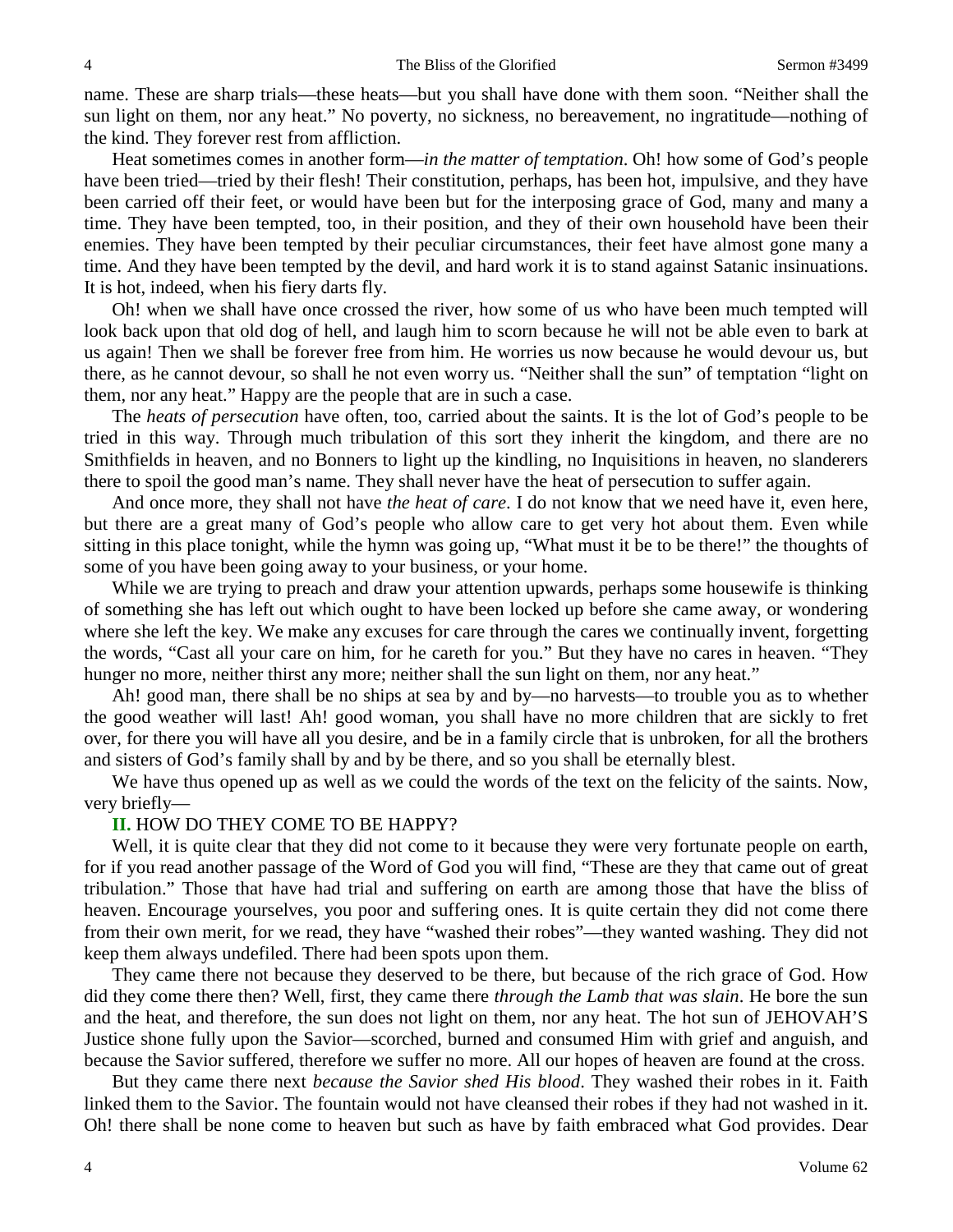name. These are sharp trials—these heats—but you shall have done with them soon. "Neither shall the sun light on them, nor any heat." No poverty, no sickness, no bereavement, no ingratitude—nothing of the kind. They forever rest from affliction.

Heat sometimes comes in another form—*in the matter of temptation*. Oh! how some of God's people have been tried—tried by their flesh! Their constitution, perhaps, has been hot, impulsive, and they have been carried off their feet, or would have been but for the interposing grace of God, many and many a time. They have been tempted, too, in their position, and they of their own household have been their enemies. They have been tempted by their peculiar circumstances, their feet have almost gone many a time. And they have been tempted by the devil, and hard work it is to stand against Satanic insinuations. It is hot, indeed, when his fiery darts fly.

Oh! when we shall have once crossed the river, how some of us who have been much tempted will look back upon that old dog of hell, and laugh him to scorn because he will not be able even to bark at us again! Then we shall be forever free from him. He worries us now because he would devour us, but there, as he cannot devour, so shall he not even worry us. "Neither shall the sun" of temptation "light on them, nor any heat." Happy are the people that are in such a case.

The *heats of persecution* have often, too, carried about the saints. It is the lot of God's people to be tried in this way. Through much tribulation of this sort they inherit the kingdom, and there are no Smithfields in heaven, and no Bonners to light up the kindling, no Inquisitions in heaven, no slanderers there to spoil the good man's name. They shall never have the heat of persecution to suffer again.

And once more, they shall not have *the heat of care*. I do not know that we need have it, even here, but there are a great many of God's people who allow care to get very hot about them. Even while sitting in this place tonight, while the hymn was going up, "What must it be to be there!" the thoughts of some of you have been going away to your business, or your home.

While we are trying to preach and draw your attention upwards, perhaps some housewife is thinking of something she has left out which ought to have been locked up before she came away, or wondering where she left the key. We make any excuses for care through the cares we continually invent, forgetting the words, "Cast all your care on him, for he careth for you." But they have no cares in heaven. "They hunger no more, neither thirst any more; neither shall the sun light on them, nor any heat."

Ah! good man, there shall be no ships at sea by and by—no harvests—to trouble you as to whether the good weather will last! Ah! good woman, you shall have no more children that are sickly to fret over, for there you will have all you desire, and be in a family circle that is unbroken, for all the brothers and sisters of God's family shall by and by be there, and so you shall be eternally blest.

We have thus opened up as well as we could the words of the text on the felicity of the saints. Now, very briefly—

**II.** HOW DO THEY COME TO BE HAPPY?

Well, it is quite clear that they did not come to it because they were very fortunate people on earth, for if you read another passage of the Word of God you will find, "These are they that came out of great tribulation." Those that have had trial and suffering on earth are among those that have the bliss of heaven. Encourage yourselves, you poor and suffering ones. It is quite certain they did not come there from their own merit, for we read, they have "washed their robes"—they wanted washing. They did not keep them always undefiled. There had been spots upon them.

They came there not because they deserved to be there, but because of the rich grace of God. How did they come there then? Well, first, they came there *through the Lamb that was slain*. He bore the sun and the heat, and therefore, the sun does not light on them, nor any heat. The hot sun of JEHOVAH'S Justice shone fully upon the Savior—scorched, burned and consumed Him with grief and anguish, and because the Savior suffered, therefore we suffer no more. All our hopes of heaven are found at the cross.

But they came there next *because the Savior shed His blood*. They washed their robes in it. Faith linked them to the Savior. The fountain would not have cleansed their robes if they had not washed in it. Oh! there shall be none come to heaven but such as have by faith embraced what God provides. Dear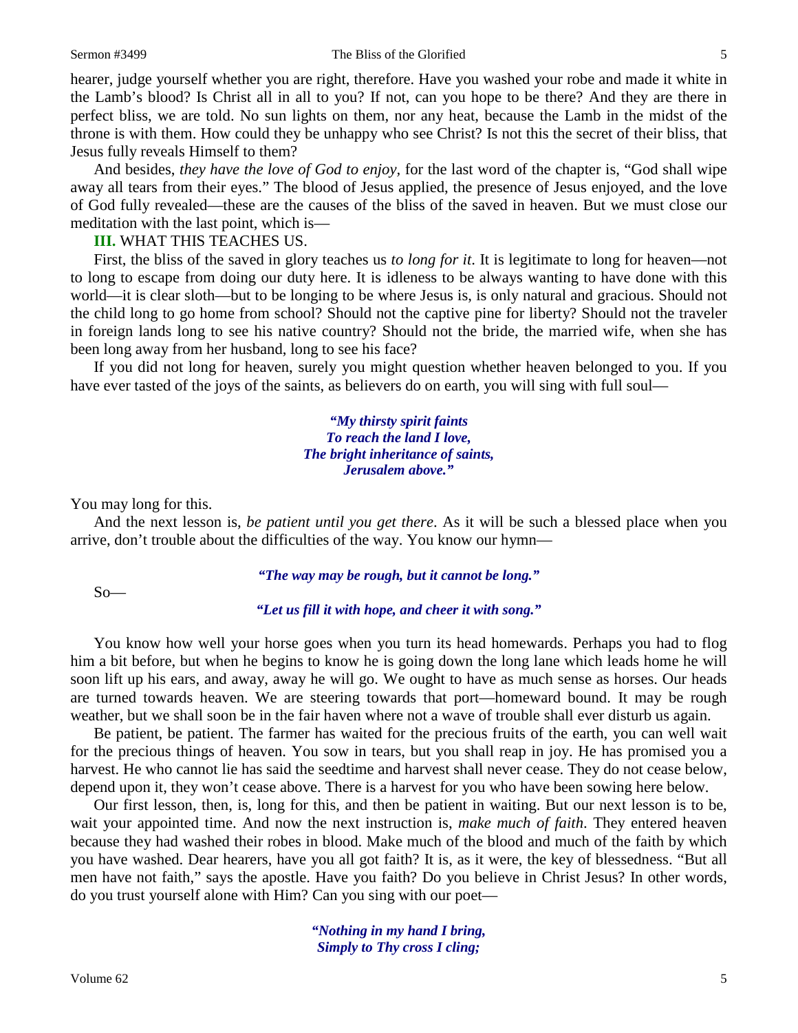hearer, judge yourself whether you are right, therefore. Have you washed your robe and made it white in the Lamb's blood? Is Christ all in all to you? If not, can you hope to be there? And they are there in perfect bliss, we are told. No sun lights on them, nor any heat, because the Lamb in the midst of the throne is with them. How could they be unhappy who see Christ? Is not this the secret of their bliss, that Jesus fully reveals Himself to them?

And besides, *they have the love of God to enjoy,* for the last word of the chapter is, "God shall wipe away all tears from their eyes." The blood of Jesus applied, the presence of Jesus enjoyed, and the love of God fully revealed—these are the causes of the bliss of the saved in heaven. But we must close our meditation with the last point, which is—

**III.** WHAT THIS TEACHES US.

First, the bliss of the saved in glory teaches us *to long for it*. It is legitimate to long for heaven—not to long to escape from doing our duty here. It is idleness to be always wanting to have done with this world—it is clear sloth—but to be longing to be where Jesus is, is only natural and gracious. Should not the child long to go home from school? Should not the captive pine for liberty? Should not the traveler in foreign lands long to see his native country? Should not the bride, the married wife, when she has been long away from her husband, long to see his face?

If you did not long for heaven, surely you might question whether heaven belonged to you. If you have ever tasted of the joys of the saints, as believers do on earth, you will sing with full soul—

> ***"My thirsty spirit faints***
> ***To reach the land I love,***
> ***The bright inheritance of saints,***
> ***Jerusalem above."***

You may long for this.

And the next lesson is, *be patient until you get there*. As it will be such a blessed place when you arrive, don't trouble about the difficulties of the way. You know our hymn—

> ***"The way may be rough, but it cannot be long."***

So—

> ***"Let us fill it with hope, and cheer it with song."***

You know how well your horse goes when you turn its head homewards. Perhaps you had to flog him a bit before, but when he begins to know he is going down the long lane which leads home he will soon lift up his ears, and away, away he will go. We ought to have as much sense as horses. Our heads are turned towards heaven. We are steering towards that port—homeward bound. It may be rough weather, but we shall soon be in the fair haven where not a wave of trouble shall ever disturb us again.

Be patient, be patient. The farmer has waited for the precious fruits of the earth, you can well wait for the precious things of heaven. You sow in tears, but you shall reap in joy. He has promised you a harvest. He who cannot lie has said the seedtime and harvest shall never cease. They do not cease below, depend upon it, they won't cease above. There is a harvest for you who have been sowing here below.

Our first lesson, then, is, long for this, and then be patient in waiting. But our next lesson is to be, wait your appointed time. And now the next instruction is, *make much of faith*. They entered heaven because they had washed their robes in blood. Make much of the blood and much of the faith by which you have washed. Dear hearers, have you all got faith? It is, as it were, the key of blessedness. "But all men have not faith," says the apostle. Have you faith? Do you believe in Christ Jesus? In other words, do you trust yourself alone with Him? Can you sing with our poet—

> ***"Nothing in my hand I bring,***
> ***Simply to Thy cross I cling;***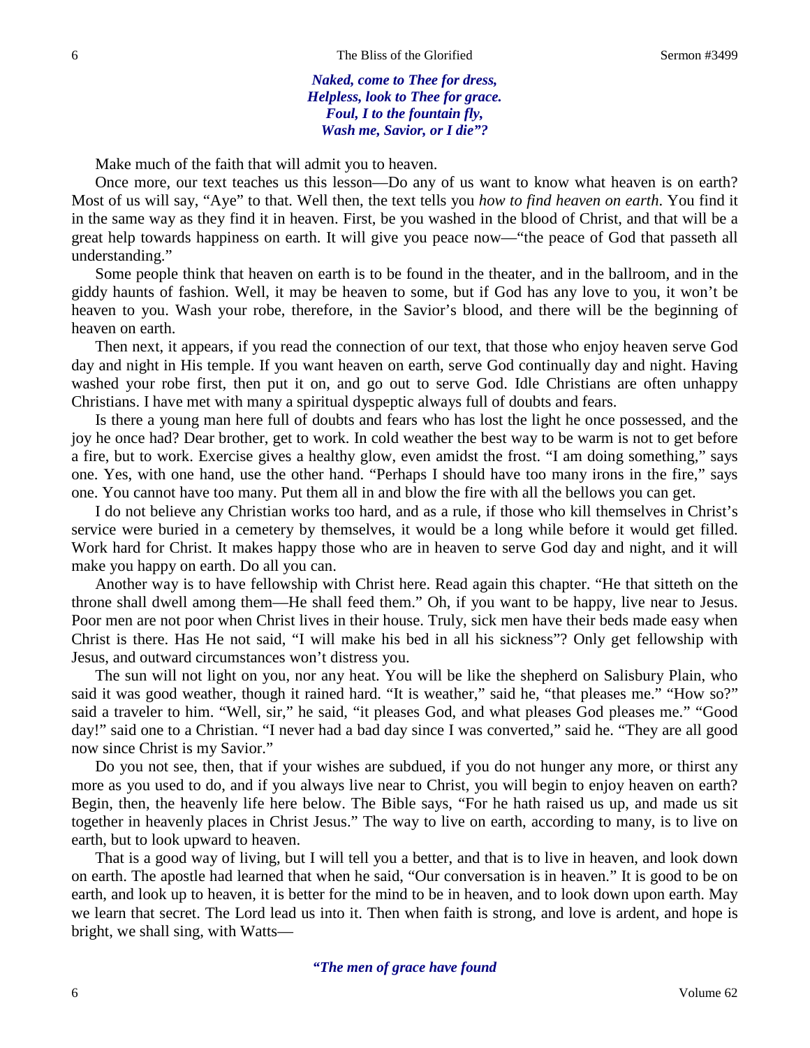*Naked, come to Thee for dress,*
*Helpless, look to Thee for grace.*
*Foul, I to the fountain fly,*
*Wash me, Savior, or I die"?*

Make much of the faith that will admit you to heaven.

Once more, our text teaches us this lesson—Do any of us want to know what heaven is on earth? Most of us will say, "Aye" to that. Well then, the text tells you *how to find heaven on earth*. You find it in the same way as they find it in heaven. First, be you washed in the blood of Christ, and that will be a great help towards happiness on earth. It will give you peace now—"the peace of God that passeth all understanding."

Some people think that heaven on earth is to be found in the theater, and in the ballroom, and in the giddy haunts of fashion. Well, it may be heaven to some, but if God has any love to you, it won't be heaven to you. Wash your robe, therefore, in the Savior's blood, and there will be the beginning of heaven on earth.

Then next, it appears, if you read the connection of our text, that those who enjoy heaven serve God day and night in His temple. If you want heaven on earth, serve God continually day and night. Having washed your robe first, then put it on, and go out to serve God. Idle Christians are often unhappy Christians. I have met with many a spiritual dyspeptic always full of doubts and fears.

Is there a young man here full of doubts and fears who has lost the light he once possessed, and the joy he once had? Dear brother, get to work. In cold weather the best way to be warm is not to get before a fire, but to work. Exercise gives a healthy glow, even amidst the frost. "I am doing something," says one. Yes, with one hand, use the other hand. "Perhaps I should have too many irons in the fire," says one. You cannot have too many. Put them all in and blow the fire with all the bellows you can get.

I do not believe any Christian works too hard, and as a rule, if those who kill themselves in Christ's service were buried in a cemetery by themselves, it would be a long while before it would get filled. Work hard for Christ. It makes happy those who are in heaven to serve God day and night, and it will make you happy on earth. Do all you can.

Another way is to have fellowship with Christ here. Read again this chapter. "He that sitteth on the throne shall dwell among them—He shall feed them." Oh, if you want to be happy, live near to Jesus. Poor men are not poor when Christ lives in their house. Truly, sick men have their beds made easy when Christ is there. Has He not said, "I will make his bed in all his sickness"? Only get fellowship with Jesus, and outward circumstances won't distress you.

The sun will not light on you, nor any heat. You will be like the shepherd on Salisbury Plain, who said it was good weather, though it rained hard. "It is weather," said he, "that pleases me." "How so?" said a traveler to him. "Well, sir," he said, "it pleases God, and what pleases God pleases me." "Good day!" said one to a Christian. "I never had a bad day since I was converted," said he. "They are all good now since Christ is my Savior."

Do you not see, then, that if your wishes are subdued, if you do not hunger any more, or thirst any more as you used to do, and if you always live near to Christ, you will begin to enjoy heaven on earth? Begin, then, the heavenly life here below. The Bible says, "For he hath raised us up, and made us sit together in heavenly places in Christ Jesus." The way to live on earth, according to many, is to live on earth, but to look upward to heaven.

That is a good way of living, but I will tell you a better, and that is to live in heaven, and look down on earth. The apostle had learned that when he said, "Our conversation is in heaven." It is good to be on earth, and look up to heaven, it is better for the mind to be in heaven, and to look down upon earth. May we learn that secret. The Lord lead us into it. Then when faith is strong, and love is ardent, and hope is bright, we shall sing, with Watts—

*"The men of grace have found*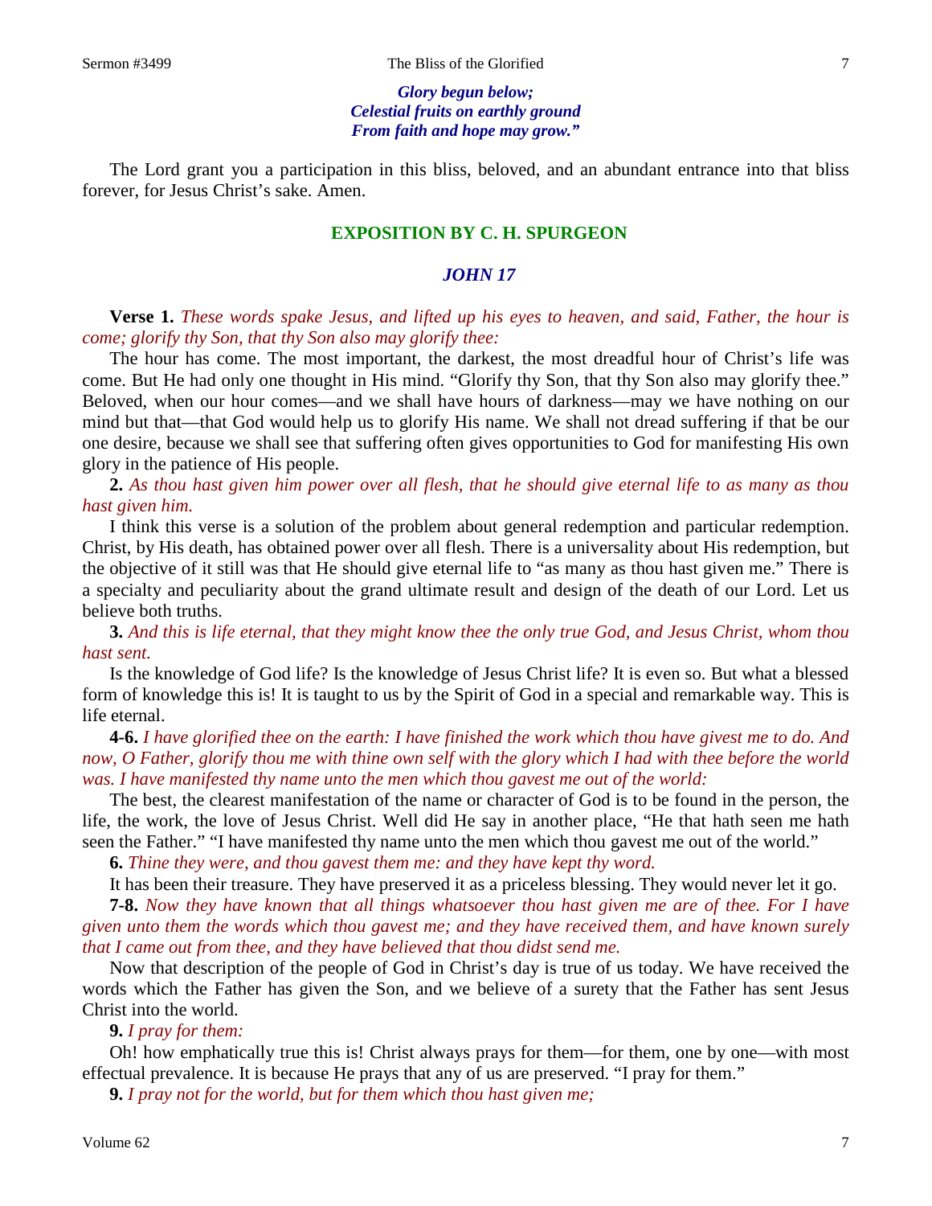*Glory begun below;*
*Celestial fruits on earthly ground*
*From faith and hope may grow."*

The Lord grant you a participation in this bliss, beloved, and an abundant entrance into that bliss forever, for Jesus Christ's sake. Amen.

## EXPOSITION BY C. H. SPURGEON

### *JOHN 17*

**Verse 1.** *These words spake Jesus, and lifted up his eyes to heaven, and said, Father, the hour is come; glorify thy Son, that thy Son also may glorify thee:*

The hour has come. The most important, the darkest, the most dreadful hour of Christ's life was come. But He had only one thought in His mind. "Glorify thy Son, that thy Son also may glorify thee." Beloved, when our hour comes—and we shall have hours of darkness—may we have nothing on our mind but that—that God would help us to glorify His name. We shall not dread suffering if that be our one desire, because we shall see that suffering often gives opportunities to God for manifesting His own glory in the patience of His people.

**2.** *As thou hast given him power over all flesh, that he should give eternal life to as many as thou hast given him.*

I think this verse is a solution of the problem about general redemption and particular redemption. Christ, by His death, has obtained power over all flesh. There is a universality about His redemption, but the objective of it still was that He should give eternal life to "as many as thou hast given me." There is a specialty and peculiarity about the grand ultimate result and design of the death of our Lord. Let us believe both truths.

**3.** *And this is life eternal, that they might know thee the only true God, and Jesus Christ, whom thou hast sent.*

Is the knowledge of God life? Is the knowledge of Jesus Christ life? It is even so. But what a blessed form of knowledge this is! It is taught to us by the Spirit of God in a special and remarkable way. This is life eternal.

**4-6.** *I have glorified thee on the earth: I have finished the work which thou have givest me to do. And now, O Father, glorify thou me with thine own self with the glory which I had with thee before the world was. I have manifested thy name unto the men which thou gavest me out of the world:*

The best, the clearest manifestation of the name or character of God is to be found in the person, the life, the work, the love of Jesus Christ. Well did He say in another place, "He that hath seen me hath seen the Father." "I have manifested thy name unto the men which thou gavest me out of the world."

**6.** *Thine they were, and thou gavest them me: and they have kept thy word.*

It has been their treasure. They have preserved it as a priceless blessing. They would never let it go.

**7-8.** *Now they have known that all things whatsoever thou hast given me are of thee. For I have given unto them the words which thou gavest me; and they have received them, and have known surely that I came out from thee, and they have believed that thou didst send me.*

Now that description of the people of God in Christ's day is true of us today. We have received the words which the Father has given the Son, and we believe of a surety that the Father has sent Jesus Christ into the world.

**9.** *I pray for them:*

Oh! how emphatically true this is! Christ always prays for them—for them, one by one—with most effectual prevalence. It is because He prays that any of us are preserved. "I pray for them."

**9.** *I pray not for the world, but for them which thou hast given me;*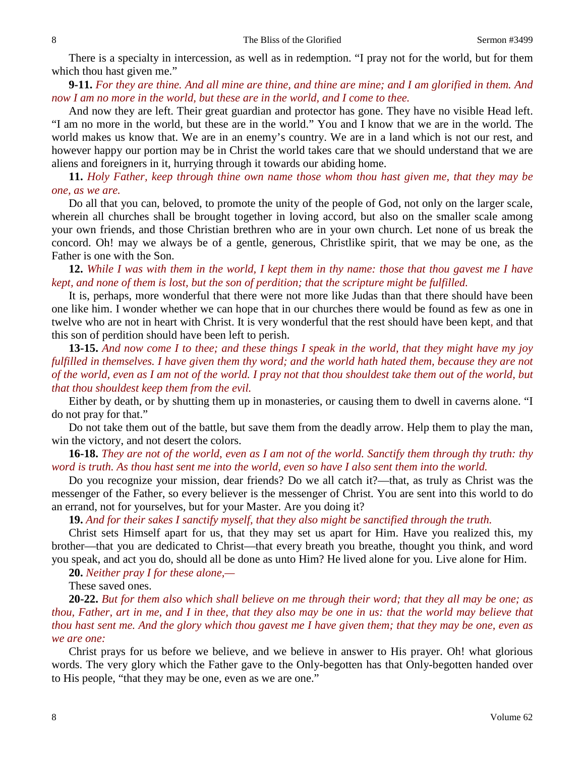There is a specialty in intercession, as well as in redemption. "I pray not for the world, but for them which thou hast given me."

**9-11.** *For they are thine. And all mine are thine, and thine are mine; and I am glorified in them. And now I am no more in the world, but these are in the world, and I come to thee.*

And now they are left. Their great guardian and protector has gone. They have no visible Head left. "I am no more in the world, but these are in the world." You and I know that we are in the world. The world makes us know that. We are in an enemy's country. We are in a land which is not our rest, and however happy our portion may be in Christ the world takes care that we should understand that we are aliens and foreigners in it, hurrying through it towards our abiding home.

**11.** *Holy Father, keep through thine own name those whom thou hast given me, that they may be one, as we are.*

Do all that you can, beloved, to promote the unity of the people of God, not only on the larger scale, wherein all churches shall be brought together in loving accord, but also on the smaller scale among your own friends, and those Christian brethren who are in your own church. Let none of us break the concord. Oh! may we always be of a gentle, generous, Christlike spirit, that we may be one, as the Father is one with the Son.

**12.** *While I was with them in the world, I kept them in thy name: those that thou gavest me I have kept, and none of them is lost, but the son of perdition; that the scripture might be fulfilled.*

It is, perhaps, more wonderful that there were not more like Judas than that there should have been one like him. I wonder whether we can hope that in our churches there would be found as few as one in twelve who are not in heart with Christ. It is very wonderful that the rest should have been kept, and that this son of perdition should have been left to perish.

**13-15.** *And now come I to thee; and these things I speak in the world, that they might have my joy fulfilled in themselves. I have given them thy word; and the world hath hated them, because they are not of the world, even as I am not of the world. I pray not that thou shouldest take them out of the world, but that thou shouldest keep them from the evil.*

Either by death, or by shutting them up in monasteries, or causing them to dwell in caverns alone. "I do not pray for that."

Do not take them out of the battle, but save them from the deadly arrow. Help them to play the man, win the victory, and not desert the colors.

**16-18.** *They are not of the world, even as I am not of the world. Sanctify them through thy truth: thy word is truth. As thou hast sent me into the world, even so have I also sent them into the world.*

Do you recognize your mission, dear friends? Do we all catch it?—that, as truly as Christ was the messenger of the Father, so every believer is the messenger of Christ. You are sent into this world to do an errand, not for yourselves, but for your Master. Are you doing it?

**19.** *And for their sakes I sanctify myself, that they also might be sanctified through the truth.*

Christ sets Himself apart for us, that they may set us apart for Him. Have you realized this, my brother—that you are dedicated to Christ—that every breath you breathe, thought you think, and word you speak, and act you do, should all be done as unto Him? He lived alone for you. Live alone for Him.

**20.** *Neither pray I for these alone,—*

These saved ones.

**20-22.** *But for them also which shall believe on me through their word; that they all may be one; as thou, Father, art in me, and I in thee, that they also may be one in us: that the world may believe that thou hast sent me. And the glory which thou gavest me I have given them; that they may be one, even as we are one:*

Christ prays for us before we believe, and we believe in answer to His prayer. Oh! what glorious words. The very glory which the Father gave to the Only-begotten has that Only-begotten handed over to His people, "that they may be one, even as we are one."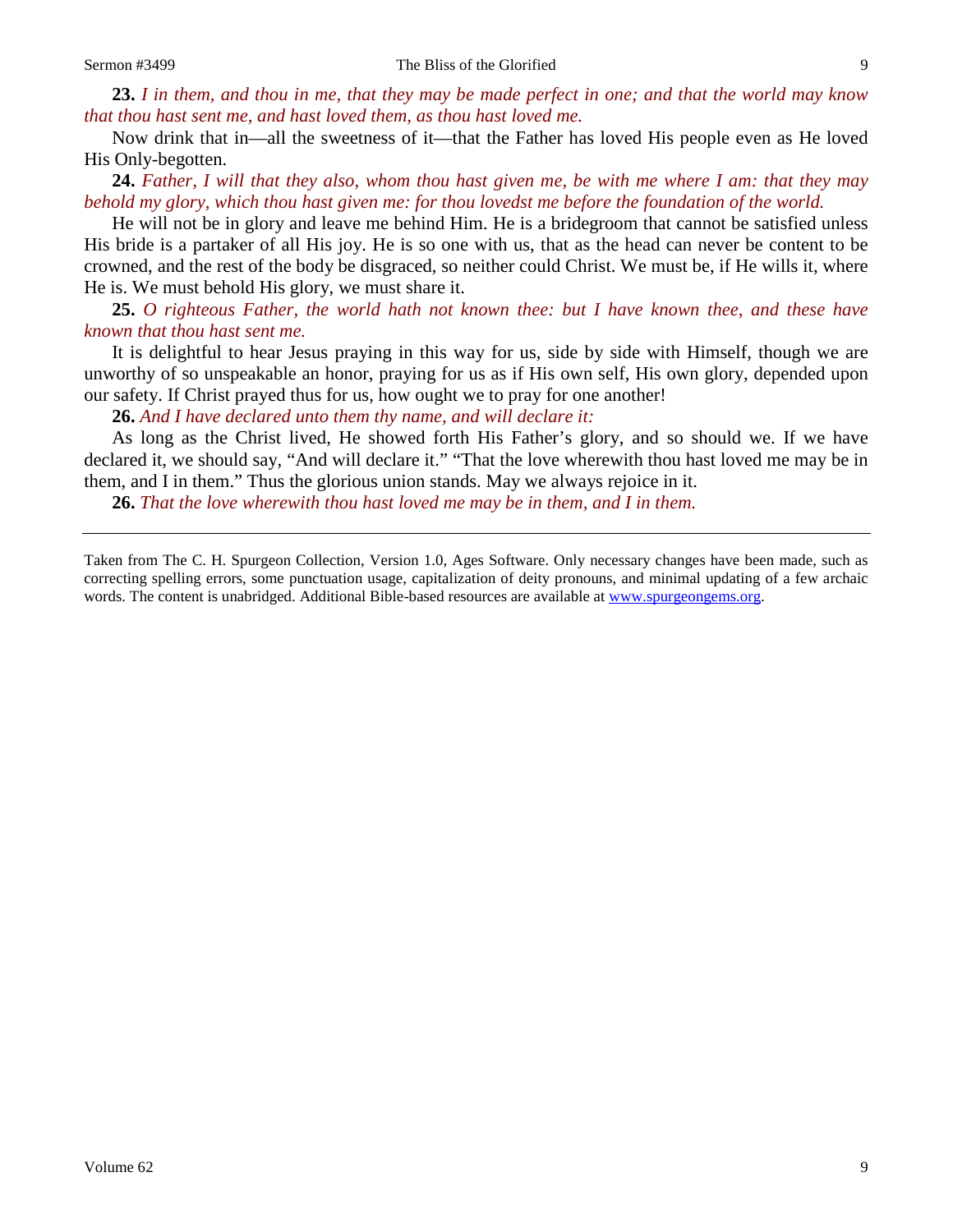**23.** *I in them, and thou in me, that they may be made perfect in one; and that the world may know that thou hast sent me, and hast loved them, as thou hast loved me.*

Now drink that in—all the sweetness of it—that the Father has loved His people even as He loved His Only-begotten.

**24.** *Father, I will that they also, whom thou hast given me, be with me where I am: that they may behold my glory, which thou hast given me: for thou lovedst me before the foundation of the world.*

He will not be in glory and leave me behind Him. He is a bridegroom that cannot be satisfied unless His bride is a partaker of all His joy. He is so one with us, that as the head can never be content to be crowned, and the rest of the body be disgraced, so neither could Christ. We must be, if He wills it, where He is. We must behold His glory, we must share it.

**25.** *O righteous Father, the world hath not known thee: but I have known thee, and these have known that thou hast sent me.*

It is delightful to hear Jesus praying in this way for us, side by side with Himself, though we are unworthy of so unspeakable an honor, praying for us as if His own self, His own glory, depended upon our safety. If Christ prayed thus for us, how ought we to pray for one another!

**26.** *And I have declared unto them thy name, and will declare it:*

As long as the Christ lived, He showed forth His Father's glory, and so should we. If we have declared it, we should say, "And will declare it." "That the love wherewith thou hast loved me may be in them, and I in them." Thus the glorious union stands. May we always rejoice in it.

**26.** *That the love wherewith thou hast loved me may be in them, and I in them.*

---

Taken from The C. H. Spurgeon Collection, Version 1.0, Ages Software. Only necessary changes have been made, such as correcting spelling errors, some punctuation usage, capitalization of deity pronouns, and minimal updating of a few archaic words. The content is unabridged. Additional Bible-based resources are available at www.spurgeongems.org.